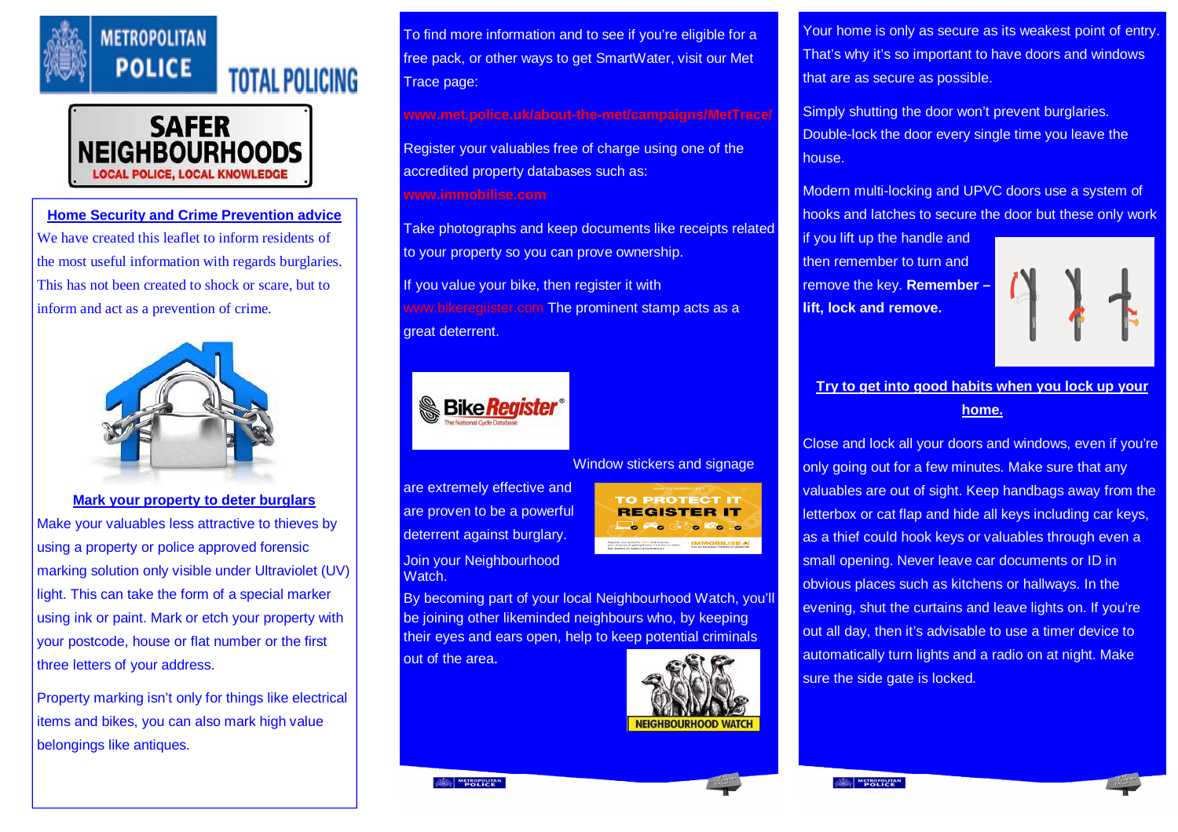METROPOLITAN POLICE TOTAL POLICING

SAFER NEIGHBOURHOODS

LOCAL POLICE, LOCAL KNOWLEDGE

## Home Security and Crime Prevention advice

We have created this leaflet to inform residents of the most useful information with regards burglaries. This has not been created to shock or scare, but to inform and act as a prevention of crime.

## Mark your property to deter burglars

Make your valuables less attractive to thieves by using a property or police approved forensic marking solution only visible under Ultraviolet (UV) light. This can take the form of a special marker using ink or paint. Mark or etch your property with your postcode, house or flat number or the first three letters of your address.

Property marking isn't only for things like electrical items and bikes, you can also mark high value belongings like antiques.

To find more information and to see if you're eligible for a free pack, or other ways to get SmartWater, visit our Met Trace page:

www.met.police.uk/about-the-met/campaigns/MetTrace/

Register your valuables free of charge using one of the accredited property databases such as: www.immobilise.com

Take photographs and keep documents like receipts related to your property so you can prove ownership.

If you value your bike, then register it with www.bikeregiister.com The prominent stamp acts as a great deterrent.

Window stickers and signage are extremely effective and are proven to be a powerful deterrent against burglary.

Join your Neighbourhood Watch.

By becoming part of your local Neighbourhood Watch, you'll be joining other likeminded neighbours who, by keeping their eyes and ears open, help to keep potential criminals out of the area.

Your home is only as secure as its weakest point of entry. That's why it's so important to have doors and windows that are as secure as possible.

Simply shutting the door won't prevent burglaries. Double-lock the door every single time you leave the house.

Modern multi-locking and UPVC doors use a system of hooks and latches to secure the door but these only work if you lift up the handle and then remember to turn and remove the key. **Remember – lift, lock and remove.**

## Try to get into good habits when you lock up your home.

Close and lock all your doors and windows, even if you're only going out for a few minutes. Make sure that any valuables are out of sight. Keep handbags away from the letterbox or cat flap and hide all keys including car keys, as a thief could hook keys or valuables through even a small opening. Never leave car documents or ID in obvious places such as kitchens or hallways. In the evening, shut the curtains and leave lights on. If you're out all day, then it's advisable to use a timer device to automatically turn lights and a radio on at night. Make sure the side gate is locked.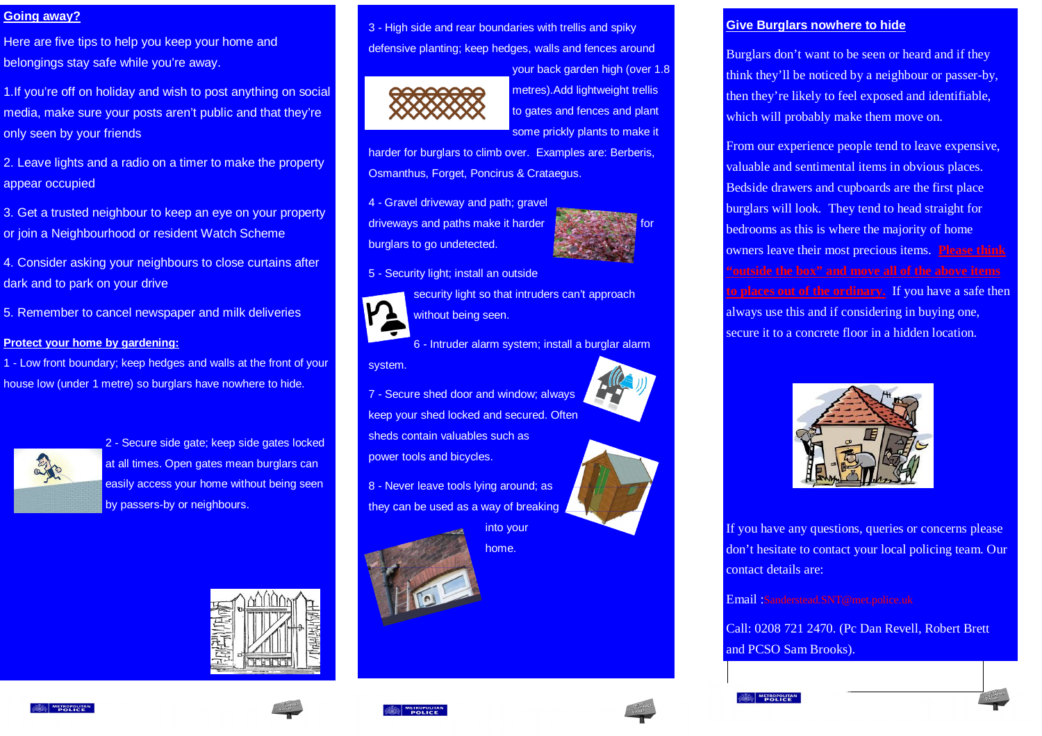## Going away?

Here are five tips to help you keep your home and belongings stay safe while you're away.

1.If you're off on holiday and wish to post anything on social media, make sure your posts aren't public and that they're only seen by your friends

2. Leave lights and a radio on a timer to make the property appear occupied

3. Get a trusted neighbour to keep an eye on your property or join a Neighbourhood or resident Watch Scheme

4. Consider asking your neighbours to close curtains after dark and to park on your drive

5. Remember to cancel newspaper and milk deliveries

**Protect your home by gardening:**

1 - Low front boundary; keep hedges and walls at the front of your house low (under 1 metre) so burglars have nowhere to hide.

2 - Secure side gate; keep side gates locked at all times. Open gates mean burglars can easily access your home without being seen by passers-by or neighbours.

3 - High side and rear boundaries with trellis and spiky defensive planting; keep hedges, walls and fences around your back garden high (over 1.8 metres).Add lightweight trellis to gates and fences and plant some prickly plants to make it harder for burglars to climb over. Examples are: Berberis, Osmanthus, Forget, Poncirus & Crataegus.

4 - Gravel driveway and path; gravel driveways and paths make it harder for burglars to go undetected.

5 - Security light; install an outside security light so that intruders can't approach without being seen.

6 - Intruder alarm system; install a burglar alarm system.

7 - Secure shed door and window; always keep your shed locked and secured. Often sheds contain valuables such as power tools and bicycles.

8 - Never leave tools lying around; as they can be used as a way of breaking into your home.

## Give Burglars nowhere to hide

Burglars don't want to be seen or heard and if they think they'll be noticed by a neighbour or passer-by, then they're likely to feel exposed and identifiable, which will probably make them move on.

From our experience people tend to leave expensive, valuable and sentimental items in obvious places. Bedside drawers and cupboards are the first place burglars will look. They tend to head straight for bedrooms as this is where the majority of home owners leave their most precious items. **Please think "outside the box" and move all of the above items to places out of the ordinary.** If you have a safe then always use this and if considering in buying one, secure it to a concrete floor in a hidden location.

If you have any questions, queries or concerns please don't hesitate to contact your local policing team. Our contact details are:

Email :Sanderstead.SNT@met.police.uk

Call: 0208 721 2470. (Pc Dan Revell, Robert Brett and PCSO Sam Brooks).